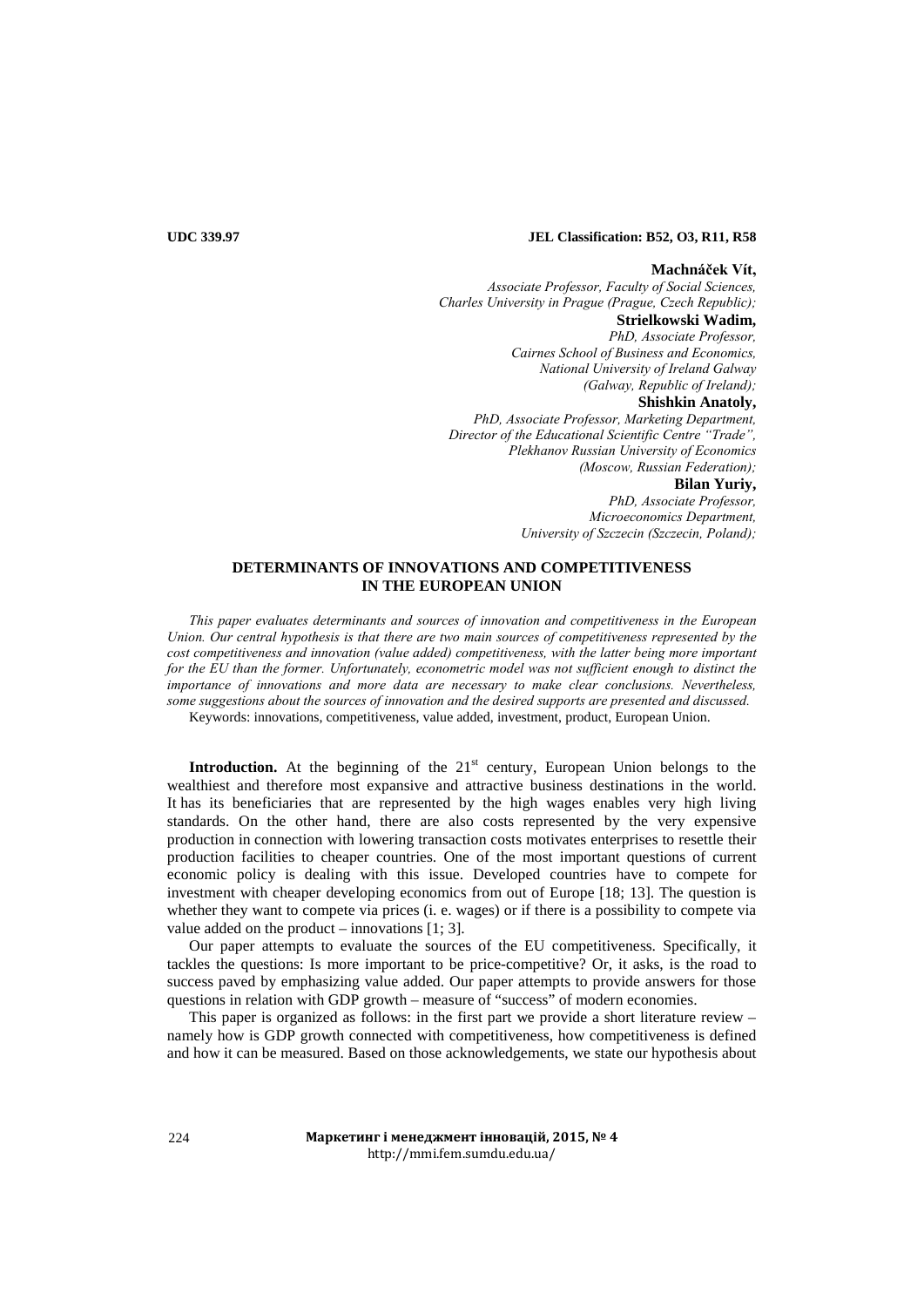UDC 339.97 JEL Classification: B52, O3, R11, R58

**Machnáček Vít,**
*Associate Professor, Faculty of Social Sciences,*
*Charles University in Prague (Prague, Czech Republic);*

**Strielkowski Wadim,**
*PhD, Associate Professor,*
*Cairnes School of Business and Economics,*
*National University of Ireland Galway*
*(Galway, Republic of Ireland);*

**Shishkin Anatoly,**
*PhD, Associate Professor, Marketing Department,*
*Director of the Educational Scientific Centre "Trade",*
*Plekhanov Russian University of Economics*
*(Moscow, Russian Federation);*

**Bilan Yuriy,**
*PhD, Associate Professor,*
*Microeconomics Department,*
*University of Szczecin (Szczecin, Poland);*

# DETERMINANTS OF INNOVATIONS AND COMPETITIVENESS IN THE EUROPEAN UNION

*This paper evaluates determinants and sources of innovation and competitiveness in the European Union. Our central hypothesis is that there are two main sources of competitiveness represented by the cost competitiveness and innovation (value added) competitiveness, with the latter being more important for the EU than the former. Unfortunately, econometric model was not sufficient enough to distinct the importance of innovations and more data are necessary to make clear conclusions. Nevertheless, some suggestions about the sources of innovation and the desired supports are presented and discussed.*

Keywords: innovations, competitiveness, value added, investment, product, European Union.

**Introduction.** At the beginning of the $21^{st}$ century, European Union belongs to the wealthiest and therefore most expansive and attractive business destinations in the world. It has its beneficiaries that are represented by the high wages enables very high living standards. On the other hand, there are also costs represented by the very expensive production in connection with lowering transaction costs motivates enterprises to resettle their production facilities to cheaper countries. One of the most important questions of current economic policy is dealing with this issue. Developed countries have to compete for investment with cheaper developing economics from out of Europe [18; 13]. The question is whether they want to compete via prices (i. e. wages) or if there is a possibility to compete via value added on the product – innovations [1; 3].

Our paper attempts to evaluate the sources of the EU competitiveness. Specifically, it tackles the questions: Is more important to be price-competitive? Or, it asks, is the road to success paved by emphasizing value added. Our paper attempts to provide answers for those questions in relation with GDP growth – measure of "success" of modern economies.

This paper is organized as follows: in the first part we provide a short literature review – namely how is GDP growth connected with competitiveness, how competitiveness is defined and how it can be measured. Based on those acknowledgements, we state our hypothesis about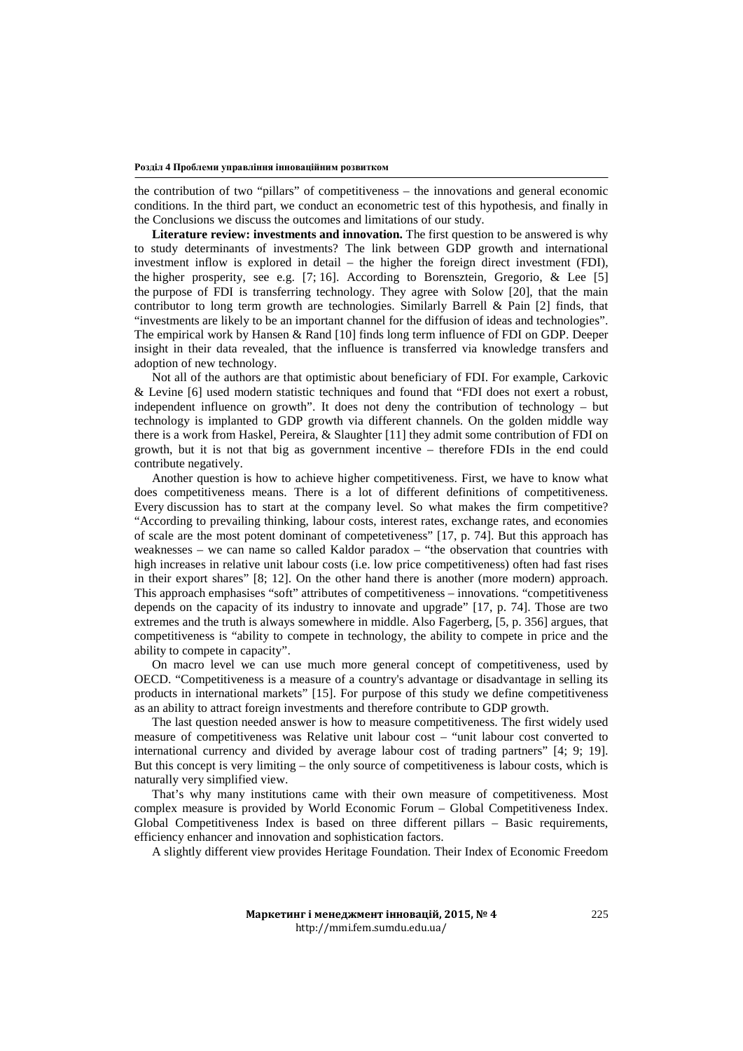the contribution of two "pillars" of competitiveness – the innovations and general economic conditions. In the third part, we conduct an econometric test of this hypothesis, and finally in the Conclusions we discuss the outcomes and limitations of our study.

**Literature review: investments and innovation.** The first question to be answered is why to study determinants of investments? The link between GDP growth and international investment inflow is explored in detail – the higher the foreign direct investment (FDI), the higher prosperity, see e.g. [7; 16]. According to Borensztein, Gregorio, & Lee [5] the purpose of FDI is transferring technology. They agree with Solow [20], that the main contributor to long term growth are technologies. Similarly Barrell & Pain [2] finds, that "investments are likely to be an important channel for the diffusion of ideas and technologies". The empirical work by Hansen & Rand [10] finds long term influence of FDI on GDP. Deeper insight in their data revealed, that the influence is transferred via knowledge transfers and adoption of new technology.

Not all of the authors are that optimistic about beneficiary of FDI. For example, Carkovic & Levine [6] used modern statistic techniques and found that "FDI does not exert a robust, independent influence on growth". It does not deny the contribution of technology – but technology is implanted to GDP growth via different channels. On the golden middle way there is a work from Haskel, Pereira, & Slaughter [11] they admit some contribution of FDI on growth, but it is not that big as government incentive – therefore FDIs in the end could contribute negatively.

Another question is how to achieve higher competitiveness. First, we have to know what does competitiveness means. There is a lot of different definitions of competitiveness. Every discussion has to start at the company level. So what makes the firm competitive? "According to prevailing thinking, labour costs, interest rates, exchange rates, and economies of scale are the most potent dominant of competetiveness" [17, p. 74]. But this approach has weaknesses – we can name so called Kaldor paradox – "the observation that countries with high increases in relative unit labour costs (i.e. low price competitiveness) often had fast rises in their export shares" [8; 12]. On the other hand there is another (more modern) approach. This approach emphasises "soft" attributes of competitiveness – innovations. "competitiveness depends on the capacity of its industry to innovate and upgrade" [17, p. 74]. Those are two extremes and the truth is always somewhere in middle. Also Fagerberg, [5, p. 356] argues, that competitiveness is "ability to compete in technology, the ability to compete in price and the ability to compete in capacity".

On macro level we can use much more general concept of competitiveness, used by OECD. "Competitiveness is a measure of a country's advantage or disadvantage in selling its products in international markets" [15]. For purpose of this study we define competitiveness as an ability to attract foreign investments and therefore contribute to GDP growth.

The last question needed answer is how to measure competitiveness. The first widely used measure of competitiveness was Relative unit labour cost – "unit labour cost converted to international currency and divided by average labour cost of trading partners" [4; 9; 19]. But this concept is very limiting – the only source of competitiveness is labour costs, which is naturally very simplified view.

That's why many institutions came with their own measure of competitiveness. Most complex measure is provided by World Economic Forum – Global Competitiveness Index. Global Competitiveness Index is based on three different pillars – Basic requirements, efficiency enhancer and innovation and sophistication factors.

A slightly different view provides Heritage Foundation. Their Index of Economic Freedom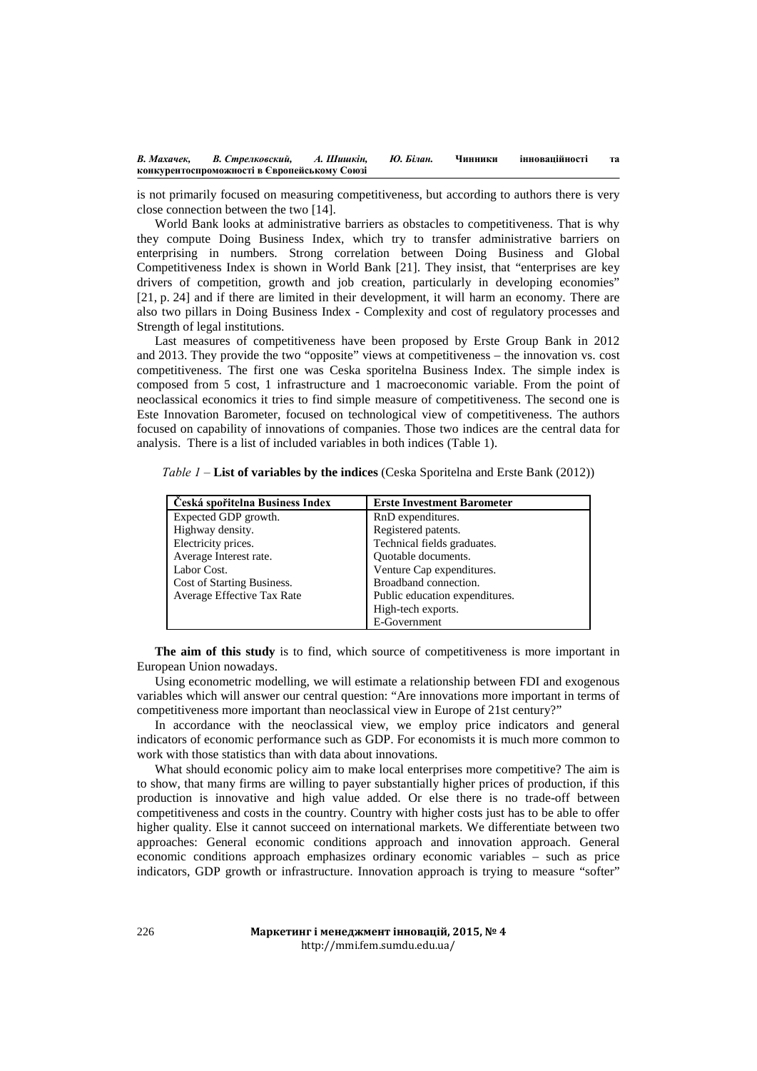is not primarily focused on measuring competitiveness, but according to authors there is very close connection between the two [14].

World Bank looks at administrative barriers as obstacles to competitiveness. That is why they compute Doing Business Index, which try to transfer administrative barriers on enterprising in numbers. Strong correlation between Doing Business and Global Competitiveness Index is shown in World Bank [21]. They insist, that "enterprises are key drivers of competition, growth and job creation, particularly in developing economies" [21, p. 24] and if there are limited in their development, it will harm an economy. There are also two pillars in Doing Business Index - Complexity and cost of regulatory processes and Strength of legal institutions.

Last measures of competitiveness have been proposed by Erste Group Bank in 2012 and 2013. They provide the two "opposite" views at competitiveness – the innovation vs. cost competitiveness. The first one was Ceska sporitelna Business Index. The simple index is composed from 5 cost, 1 infrastructure and 1 macroeconomic variable. From the point of neoclassical economics it tries to find simple measure of competitiveness. The second one is Este Innovation Barometer, focused on technological view of competitiveness. The authors focused on capability of innovations of companies. Those two indices are the central data for analysis. There is a list of included variables in both indices (Table 1).

*Table 1* – **List of variables by the indices** (Ceska Sporitelna and Erste Bank (2012))

| Česká spořitelna Business Index | Erste Investment Barometer |
|---|---|
| Expected GDP growth. | RnD expenditures. |
| Highway density. | Registered patents. |
| Electricity prices. | Technical fields graduates. |
| Average Interest rate. | Quotable documents. |
| Labor Cost. | Venture Cap expenditures. |
| Cost of Starting Business. | Broadband connection. |
| Average Effective Tax Rate | Public education expenditures. |
| | High-tech exports. |
| | E-Government |

**The aim of this study** is to find, which source of competitiveness is more important in European Union nowadays.

Using econometric modelling, we will estimate a relationship between FDI and exogenous variables which will answer our central question: "Are innovations more important in terms of competitiveness more important than neoclassical view in Europe of 21st century?"

In accordance with the neoclassical view, we employ price indicators and general indicators of economic performance such as GDP. For economists it is much more common to work with those statistics than with data about innovations.

What should economic policy aim to make local enterprises more competitive? The aim is to show, that many firms are willing to payer substantially higher prices of production, if this production is innovative and high value added. Or else there is no trade-off between competitiveness and costs in the country. Country with higher costs just has to be able to offer higher quality. Else it cannot succeed on international markets. We differentiate between two approaches: General economic conditions approach and innovation approach. General economic conditions approach emphasizes ordinary economic variables – such as price indicators, GDP growth or infrastructure. Innovation approach is trying to measure "softer"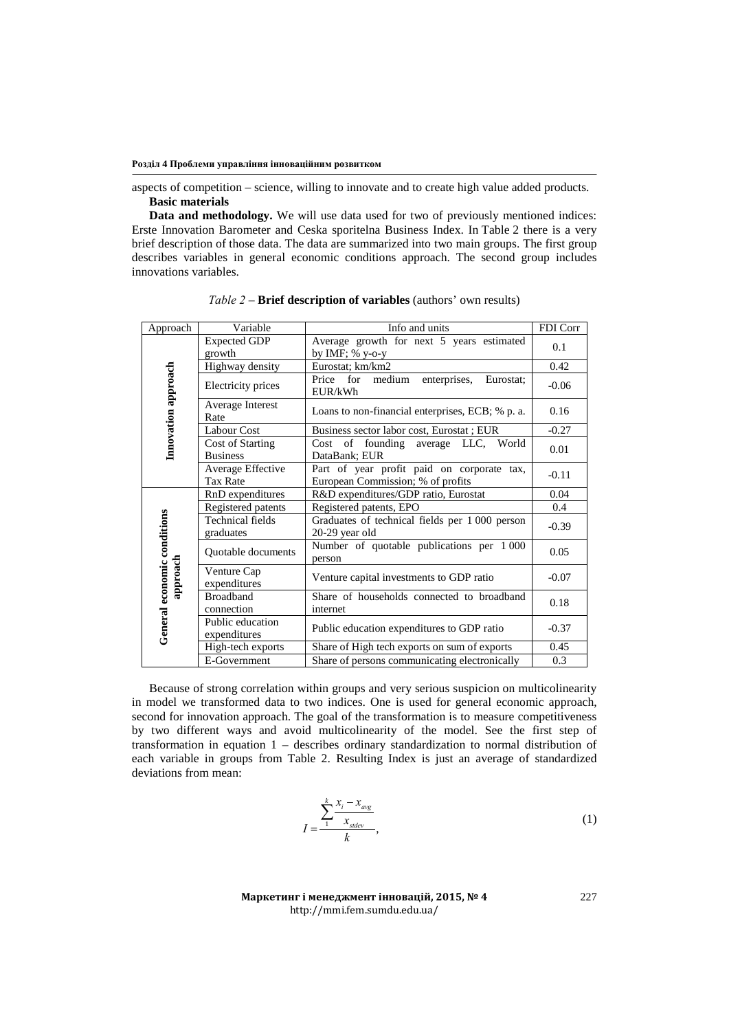aspects of competition – science, willing to innovate and to create high value added products.

**Basic materials**

**Data and methodology.** We will use data used for two of previously mentioned indices: Erste Innovation Barometer and Ceska sporitelna Business Index. In Table 2 there is a very brief description of those data. The data are summarized into two main groups. The first group describes variables in general economic conditions approach. The second group includes innovations variables.

*Table 2* – **Brief description of variables** (authors' own results)

| Approach | Variable | Info and units | FDI Corr |
|---|---|---|---|
| **Innovation approach** | Expected GDP growth | Average growth for next 5 years estimated by IMF; % y-o-y | 0.1 |
| | Highway density | Eurostat; km/km2 | 0.42 |
| | Electricity prices | Price for medium enterprises, Eurostat; EUR/kWh | -0.06 |
| | Average Interest Rate | Loans to non-financial enterprises, ECB; % p. a. | 0.16 |
| | Labour Cost | Business sector labor cost, Eurostat ; EUR | -0.27 |
| | Cost of Starting Business | Cost of founding average LLC, World DataBank; EUR | 0.01 |
| | Average Effective Tax Rate | Part of year profit paid on corporate tax, European Commission; % of profits | -0.11 |
| **General economic conditions approach** | RnD expenditures | R&D expenditures/GDP ratio, Eurostat | 0.04 |
| | Registered patents | Registered patents, EPO | 0.4 |
| | Technical fields graduates | Graduates of technical fields per 1 000 person 20-29 year old | -0.39 |
| | Quotable documents | Number of quotable publications per 1 000 person | 0.05 |
| | Venture Cap expenditures | Venture capital investments to GDP ratio | -0.07 |
| | Broadband connection | Share of households connected to broadband internet | 0.18 |
| | Public education expenditures | Public education expenditures to GDP ratio | -0.37 |
| | High-tech exports | Share of High tech exports on sum of exports | 0.45 |
| | E-Government | Share of persons communicating electronically | 0.3 |

Because of strong correlation within groups and very serious suspicion on multicolinearity in model we transformed data to two indices. One is used for general economic approach, second for innovation approach. The goal of the transformation is to measure competitiveness by two different ways and avoid multicolinearity of the model. See the first step of transformation in equation 1 – describes ordinary standardization to normal distribution of each variable in groups from Table 2. Resulting Index is just an average of standardized deviations from mean:

$$I = \frac{\sum_{1}^{k} \frac{x_i - x_{avg}}{x_{stdev}}}{k}, \tag{1}$$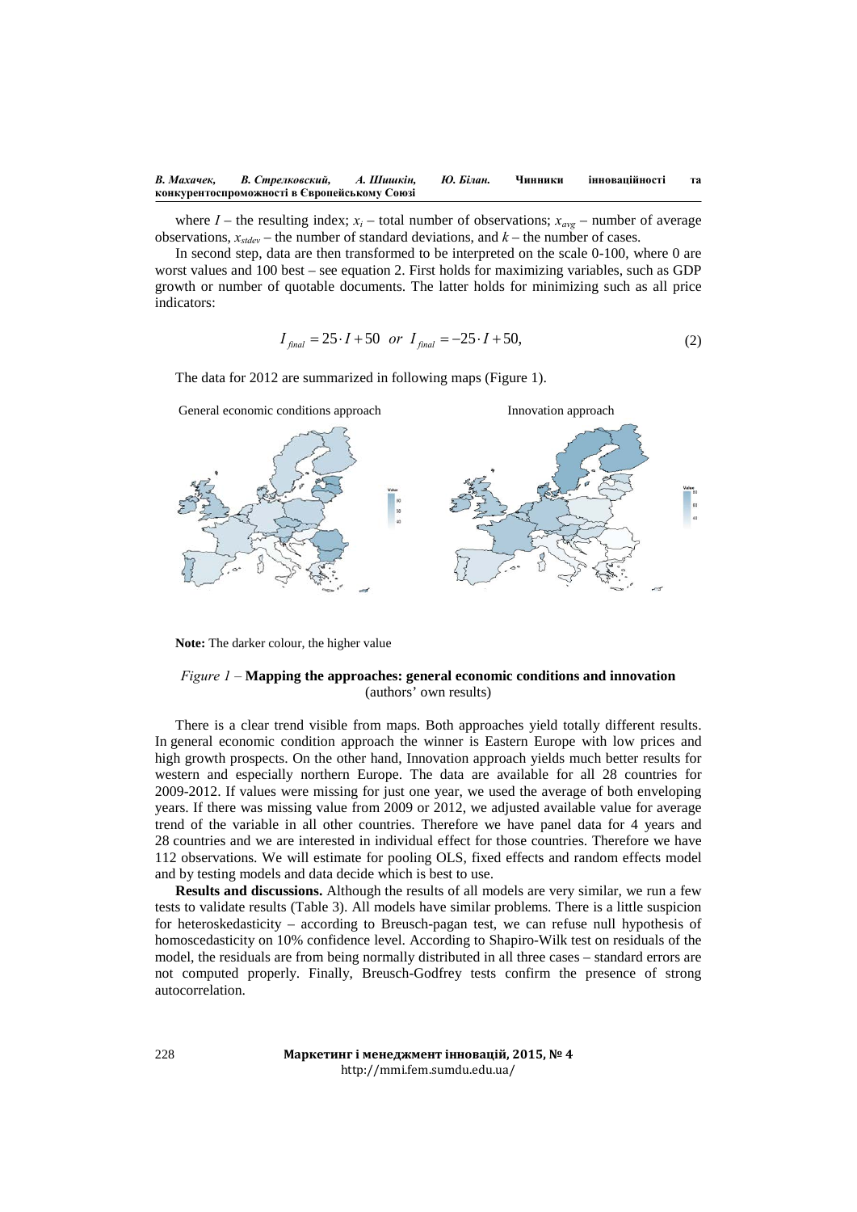where $I$ – the resulting index; $x_i$ – total number of observations; $x_{avg}$ – number of average observations, $x_{stdev}$ – the number of standard deviations, and $k$ – the number of cases.

In second step, data are then transformed to be interpreted on the scale 0-100, where 0 are worst values and 100 best – see equation 2. First holds for maximizing variables, such as GDP growth or number of quotable documents. The latter holds for minimizing such as all price indicators:

$$I_{final} = 25 \cdot I + 50 \quad or \quad I_{final} = -25 \cdot I + 50, \tag{2}$$

The data for 2012 are summarized in following maps (Figure 1).

General economic conditions approach

Innovation approach

**Note:** The darker colour, the higher value

*Figure 1* – **Mapping the approaches: general economic conditions and innovation** (authors' own results)

There is a clear trend visible from maps. Both approaches yield totally different results. In general economic condition approach the winner is Eastern Europe with low prices and high growth prospects. On the other hand, Innovation approach yields much better results for western and especially northern Europe. The data are available for all 28 countries for 2009-2012. If values were missing for just one year, we used the average of both enveloping years. If there was missing value from 2009 or 2012, we adjusted available value for average trend of the variable in all other countries. Therefore we have panel data for 4 years and 28 countries and we are interested in individual effect for those countries. Therefore we have 112 observations. We will estimate for pooling OLS, fixed effects and random effects model and by testing models and data decide which is best to use.

**Results and discussions.** Although the results of all models are very similar, we run a few tests to validate results (Table 3). All models have similar problems. There is a little suspicion for heteroskedasticity – according to Breusch-pagan test, we can refuse null hypothesis of homoscedasticity on 10% confidence level. According to Shapiro-Wilk test on residuals of the model, the residuals are from being normally distributed in all three cases – standard errors are not computed properly. Finally, Breusch-Godfrey tests confirm the presence of strong autocorrelation.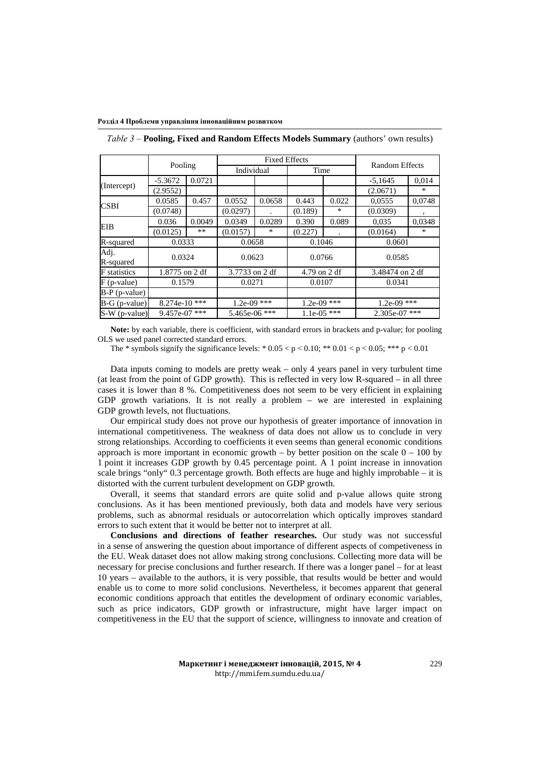*Table 3* – **Pooling, Fixed and Random Effects Models Summary** (authors' own results)

| | Pooling | | Fixed Effects | | | | Random Effects | |
|---|---|---|---|---|---|---|---|---|
| | | | Individual | | Time | | | |
| (Intercept) | -5.3672 | 0.0721 | | | | | -5,1645 | 0,014 |
| | (2.9552) | | | | | | (2.0671) | * |
| CSBI | 0.0585 | 0.457 | 0.0552 | 0.0658 | 0.443 | 0.022 | 0,0555 | 0,0748 |
| | (0.0748) | | (0.0297) | . | (0.189) | * | (0.0309) | , |
| EIB | 0.036 | 0.0049 | 0.0349 | 0.0289 | 0.390 | 0.089 | 0,035 | 0,0348 |
| | (0.0125) | ** | (0.0157) | * | (0.227) | . | (0.0164) | * |
| R-squared | 0.0333 | | 0.0658 | | 0.1046 | | 0.0601 | |
| Adj. R-squared | 0.0324 | | 0.0623 | | 0.0766 | | 0.0585 | |
| F statistics | 1.8775 on 2 df | | 3.7733 on 2 df | | 4.79 on 2 df | | 3.48474 on 2 df | |
| F (p-value) | 0.1579 | | 0.0271 | | 0.0107 | | 0.0341 | |
| B-P (p-value) | | | | | | | | |
| B-G (p-value) | 8.274e-10 *** | | 1.2e-09 *** | | 1.2e-09 *** | | 1.2e-09 *** | |
| S-W (p-value) | 9.457e-07 *** | | 5.465e-06 *** | | 1.1e-05 *** | | 2.305e-07 *** | |

**Note:** by each variable, there is coefficient, with standard errors in brackets and p-value; for pooling OLS we used panel corrected standard errors.

The * symbols signify the significance levels: * $0.05 < p < 0.10$; ** $0.01 < p < 0.05$; *** $p < 0.01$

Data inputs coming to models are pretty weak – only 4 years panel in very turbulent time (at least from the point of GDP growth). This is reflected in very low R-squared – in all three cases it is lower than 8 %. Competitiveness does not seem to be very efficient in explaining GDP growth variations. It is not really a problem – we are interested in explaining GDP growth levels, not fluctuations.

Our empirical study does not prove our hypothesis of greater importance of innovation in international competitiveness. The weakness of data does not allow us to conclude in very strong relationships. According to coefficients it even seems than general economic conditions approach is more important in economic growth – by better position on the scale 0 – 100 by 1 point it increases GDP growth by 0.45 percentage point. A 1 point increase in innovation scale brings "only" 0.3 percentage growth. Both effects are huge and highly improbable – it is distorted with the current turbulent development on GDP growth.

Overall, it seems that standard errors are quite solid and p-value allows quite strong conclusions. As it has been mentioned previously, both data and models have very serious problems, such as abnormal residuals or autocorrelation which optically improves standard errors to such extent that it would be better not to interpret at all.

**Conclusions and directions of feather researches.** Our study was not successful in a sense of answering the question about importance of different aspects of competiveness in the EU. Weak dataset does not allow making strong conclusions. Collecting more data will be necessary for precise conclusions and further research. If there was a longer panel – for at least 10 years – available to the authors, it is very possible, that results would be better and would enable us to come to more solid conclusions. Nevertheless, it becomes apparent that general economic conditions approach that entitles the development of ordinary economic variables, such as price indicators, GDP growth or infrastructure, might have larger impact on competitiveness in the EU that the support of science, willingness to innovate and creation of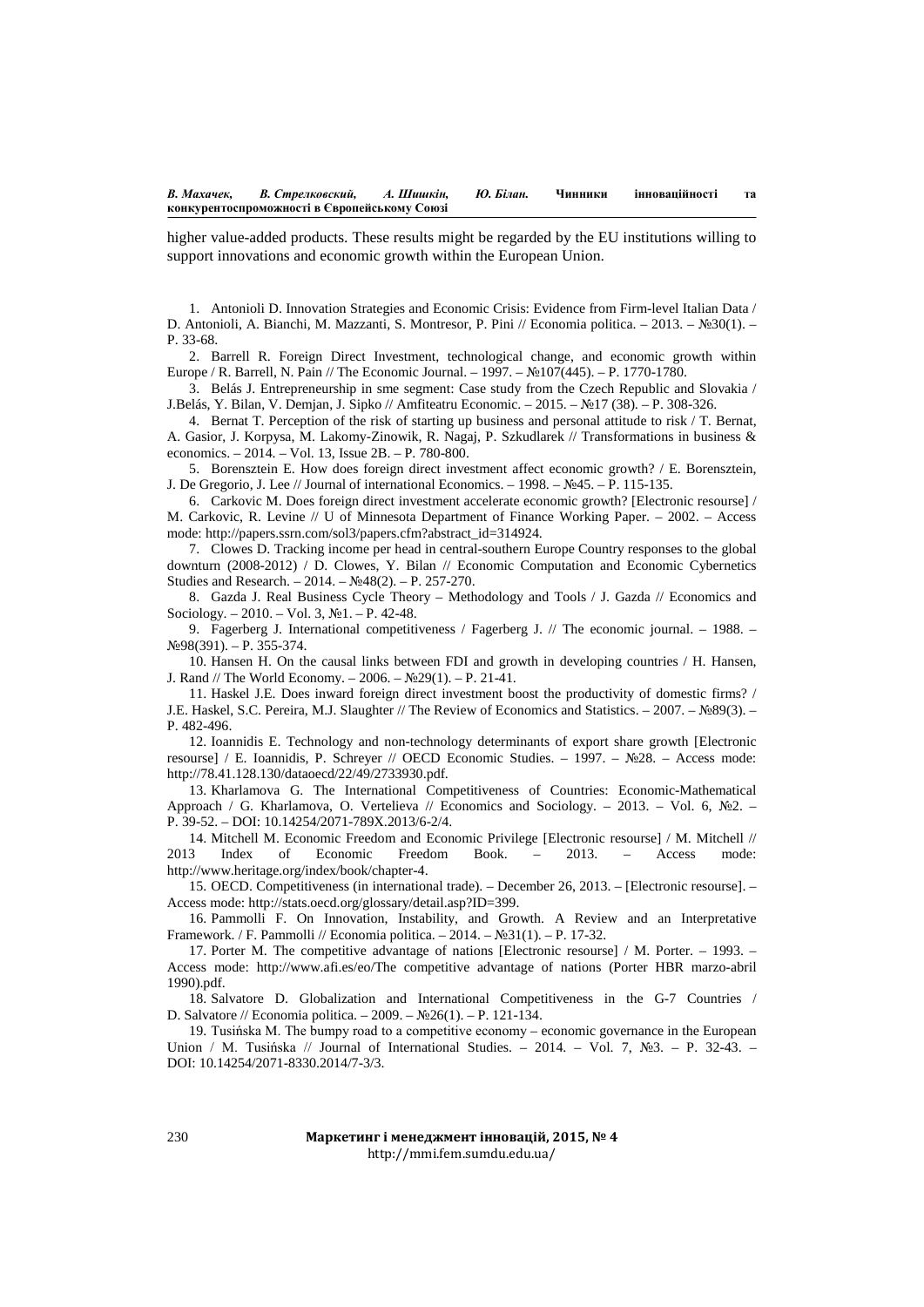higher value-added products. These results might be regarded by the EU institutions willing to support innovations and economic growth within the European Union.

1. Antonioli D. Innovation Strategies and Economic Crisis: Evidence from Firm-level Italian Data / D. Antonioli, A. Bianchi, M. Mazzanti, S. Montresor, P. Pini // Economia politica. – 2013. – №30(1). – P. 33-68.
2. Barrell R. Foreign Direct Investment, technological change, and economic growth within Europe / R. Barrell, N. Pain // The Economic Journal. – 1997. – №107(445). – P. 1770-1780.
3. Belás J. Entrepreneurship in sme segment: Case study from the Czech Republic and Slovakia / J.Belás, Y. Bilan, V. Demjan, J. Sipko // Amfiteatru Economic. – 2015. – №17 (38). – P. 308-326.
4. Bernat T. Perception of the risk of starting up business and personal attitude to risk / T. Bernat, A. Gasior, J. Korpysa, M. Lakomy-Zinowik, R. Nagaj, P. Szkudlarek // Transformations in business & economics. – 2014. – Vol. 13, Issue 2B. – P. 780-800.
5. Borensztein E. How does foreign direct investment affect economic growth? / E. Borensztein, J. De Gregorio, J. Lee // Journal of international Economics. – 1998. – №45. – P. 115-135.
6. Carkovic M. Does foreign direct investment accelerate economic growth? [Electronic resourse] / M. Carkovic, R. Levine // U of Minnesota Department of Finance Working Paper. – 2002. – Access mode: http://papers.ssrn.com/sol3/papers.cfm?abstract_id=314924.
7. Clowes D. Tracking income per head in central-southern Europe Country responses to the global downturn (2008-2012) / D. Clowes, Y. Bilan // Economic Computation and Economic Cybernetics Studies and Research. – 2014. – №48(2). – P. 257-270.
8. Gazda J. Real Business Cycle Theory – Methodology and Tools / J. Gazda // Economics and Sociology. – 2010. – Vol. 3, №1. – P. 42-48.
9. Fagerberg J. International competitiveness / Fagerberg J. // The economic journal. – 1988. – №98(391). – P. 355-374.
10. Hansen H. On the causal links between FDI and growth in developing countries / H. Hansen, J. Rand // The World Economy. – 2006. – №29(1). – P. 21-41.
11. Haskel J.E. Does inward foreign direct investment boost the productivity of domestic firms? / J.E. Haskel, S.C. Pereira, M.J. Slaughter // The Review of Economics and Statistics. – 2007. – №89(3). – P. 482-496.
12. Ioannidis E. Technology and non-technology determinants of export share growth [Electronic resourse] / E. Ioannidis, P. Schreyer // OECD Economic Studies. – 1997. – №28. – Access mode: http://78.41.128.130/dataoecd/22/49/2733930.pdf.
13. Kharlamova G. The International Competitiveness of Countries: Economic-Mathematical Approach / G. Kharlamova, O. Vertelieva // Economics and Sociology. – 2013. – Vol. 6, №2. – P. 39-52. – DOI: 10.14254/2071-789X.2013/6-2/4.
14. Mitchell M. Economic Freedom and Economic Privilege [Electronic resourse] / M. Mitchell // 2013 Index of Economic Freedom Book. – 2013. – Access mode: http://www.heritage.org/index/book/chapter-4.
15. OECD. Competitiveness (in international trade). – December 26, 2013. – [Electronic resourse]. – Access mode: http://stats.oecd.org/glossary/detail.asp?ID=399.
16. Pammolli F. On Innovation, Instability, and Growth. A Review and an Interpretative Framework. / F. Pammolli // Economia politica. – 2014. – №31(1). – P. 17-32.
17. Porter M. The competitive advantage of nations [Electronic resourse] / M. Porter. – 1993. – Access mode: http://www.afi.es/eo/The competitive advantage of nations (Porter HBR marzo-abril 1990).pdf.
18. Salvatore D. Globalization and International Competitiveness in the G-7 Countries / D. Salvatore // Economia politica. – 2009. – №26(1). – P. 121-134.
19. Tusińska M. The bumpy road to a competitive economy – economic governance in the European Union / M. Tusińska // Journal of International Studies. – 2014. – Vol. 7, №3. – P. 32-43. – DOI: 10.14254/2071-8330.2014/7-3/3.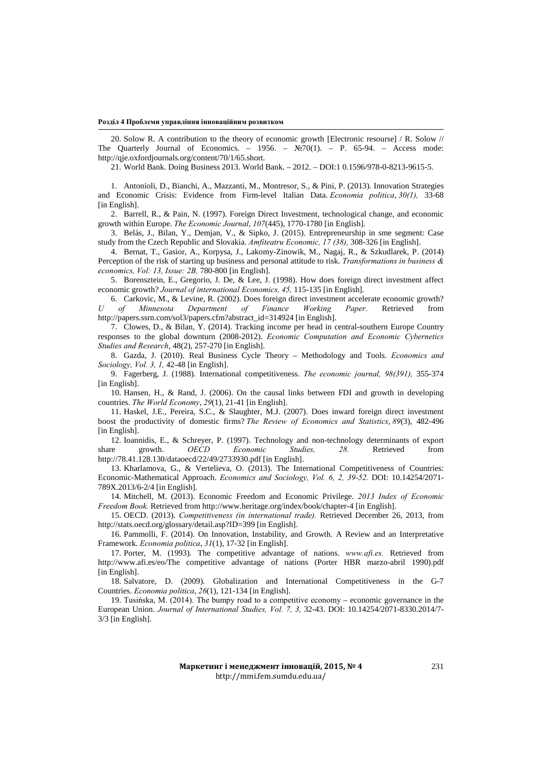20. Solow R. A contribution to the theory of economic growth [Electronic resourse] / R. Solow // The Quarterly Journal of Economics. – 1956. – №70(1). – P. 65-94. – Access mode: http://qje.oxfordjournals.org/content/70/1/65.short.

21. World Bank. Doing Business 2013. World Bank. – 2012. – DOI:1 0.1596/978-0-8213-9615-5.

1. Antonioli, D., Bianchi, A., Mazzanti, M., Montresor, S., & Pini, P. (2013). Innovation Strategies and Economic Crisis: Evidence from Firm-level Italian Data. *Economia politica*, *30(1),* 33-68 [in English].

2. Barrell, R., & Pain, N. (1997). Foreign Direct Investment, technological change, and economic growth within Europe. *The Economic Journal*, *107*(445), 1770-1780 [in English].

3. Belás, J., Bilan, Y., Demjan, V., & Sipko, J. (2015). Entrepreneurship in sme segment: Case study from the Czech Republic and Slovakia. *Amfiteatru Economic, 17 (38),* 308-326 [in English].

4. Bernat, T., Gasior, A., Korpysa, J., Lakomy-Zinowik, M., Nagaj, R., & Szkudlarek, P. (2014) Perception of the risk of starting up business and personal attitude to risk. *Transformations in business & economics, Vol: 13, Issue: 2B,* 780-800 [in English].

5. Borensztein, E., Gregorio, J. De, & Lee, J. (1998). How does foreign direct investment affect economic growth? *Journal of international Economics, 45,* 115-135 [in English].

6. Carkovic, M., & Levine, R. (2002). Does foreign direct investment accelerate economic growth? *U of Minnesota Department of Finance Working Paper.* Retrieved from http://papers.ssrn.com/sol3/papers.cfm?abstract_id=314924 [in English].

7. Clowes, D., & Bilan, Y. (2014). Tracking income per head in central-southern Europe Country responses to the global downturn (2008-2012). *Economic Computation and Economic Cybernetics Studies and Research*, 48(2), 257-270 [in English].

8. Gazda, J. (2010). Real Business Cycle Theory – Methodology and Tools. *Economics and Sociology, Vol. 3, 1,* 42-48 [in English].

9. Fagerberg, J. (1988). International competitiveness. *The economic journal, 98(391),* 355-374 [in English].

10. Hansen, H., & Rand, J. (2006). On the causal links between FDI and growth in developing countries. *The World Economy*, *29*(1), 21-41 [in English].

11. Haskel, J.E., Pereira, S.C., & Slaughter, M.J. (2007). Does inward foreign direct investment boost the productivity of domestic firms? *The Review of Economics and Statistics*, *89*(3), 482-496 [in English].

12. Ioannidis, E., & Schreyer, P. (1997). Technology and non-technology determinants of export share growth. *OECD Economic Studies, 28.* Retrieved from http://78.41.128.130/dataoecd/22/49/2733930.pdf [in English].

13. Kharlamova, G., & Vertelieva, O. (2013). The International Competitiveness of Countries: Economic-Mathematical Approach. *Economics and Sociology, Vol. 6, 2, 39-52.* DOI: 10.14254/2071-789X.2013/6-2/4 [in English].

14. Mitchell, M. (2013). Economic Freedom and Economic Privilege. *2013 Index of Economic Freedom Book.* Retrieved from http://www.heritage.org/index/book/chapter-4 [in English].

15. OECD. (2013). *Competitiveness (in international trade).* Retrieved December 26, 2013, from http://stats.oecd.org/glossary/detail.asp?ID=399 [in English].

16. Pammolli, F. (2014). On Innovation, Instability, and Growth. A Review and an Interpretative Framework. *Economia politica*, *31*(1), 17-32 [in English].

17. Porter, M. (1993). The competitive advantage of nations. *www.afi.es.* Retrieved from http://www.afi.es/eo/The competitive advantage of nations (Porter HBR marzo-abril 1990).pdf [in English].

18. Salvatore, D. (2009). Globalization and International Competitiveness in the G-7 Countries. *Economia politica*, *26*(1), 121-134 [in English].

19. Tusińska, M. (2014). The bumpy road to a competitive economy – economic governance in the European Union. *Journal of International Studies, Vol. 7, 3,* 32-43. DOI: 10.14254/2071-8330.2014/7-3/3 [in English].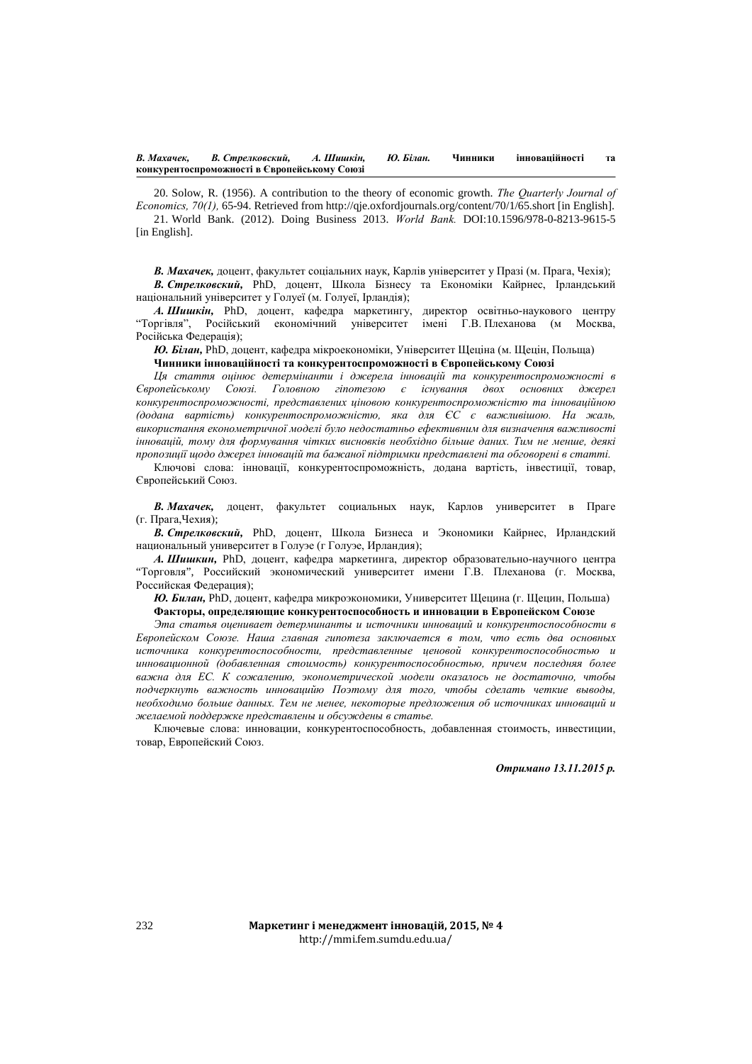20. Solow, R. (1956). A contribution to the theory of economic growth. *The Quarterly Journal of Economics, 70(1),* 65-94. Retrieved from http://qje.oxfordjournals.org/content/70/1/65.short [in English].

21. World Bank. (2012). Doing Business 2013. *World Bank.* DOI:10.1596/978-0-8213-9615-5 [in English].

***В. Махачек,*** доцент, факультет соціальних наук, Карлів університет у Празі (м. Прага, Чехія);

***В. Стрелковский,*** PhD, доцент, Школа Бізнесу та Економіки Кайрнес, Ірландський національний університет у Голуеї (м. Голуеї, Ірландія);

***А. Шишкін,*** PhD, доцент, кафедра маркетингу, директор освітньо-наукового центру "Торгівля", Російський економічний університет імені Г.В. Плеханова (м Москва, Російська Федерація);

***Ю. Білан,*** PhD, доцент, кафедра мікроекономіки, Університет Щеціна (м. Щецін, Польща)

**Чинники інноваційності та конкурентоспроможності в Європейському Союзі**

*Ця стаття оцінює детермінанти і джерела інновацій та конкурентоспроможності в Європейському Союзі. Головною гіпотезою є існування двох основних джерел конкурентоспроможності, представлених ціновою конкурентоспроможністю та інноваційною (додана вартість) конкурентоспроможністю, яка для ЄС є важливішою. На жаль, використання економетричної моделі було недостатньо ефективним для визначення важливості інновацій, тому для формування чітких висновків необхідно більше даних. Тим не менше, деякі пропозиції щодо джерел інновацій та бажаної підтримки представлені та обговорені в статті.*

Ключові слова: інновації, конкурентоспроможність, додана вартість, інвестиції, товар, Європейський Союз.

***В. Махачек,*** доцент, факультет социальных наук, Карлов университет в Праге (г. Прага,Чехия);

***В. Стрелковский,*** PhD, доцент, Школа Бизнеса и Экономики Кайрнес, Ирландский национальный университет в Голуэе (г Голуэе, Ирландия);

***А. Шишкин,*** PhD, доцент, кафедра маркетинга, директор образовательно-научного центра "Торговля", Российский экономический университет имени Г.В. Плеханова (г. Москва, Российская Федерация);

***Ю. Билан,*** PhD, доцент, кафедра микроэкономики, Университет Щецина (г. Щецин, Польша)

**Факторы, определяющие конкурентоспособность и инновации в Европейском Союзе**

*Эта статья оценивает детерминанты и источники инноваций и конкурентоспособности в Европейском Союзе. Наша главная гипотеза заключается в том, что есть два основных источника конкурентоспособности, представленные ценовой конкурентоспособностью и инновационной (добавленная стоимость) конкурентоспособностью, причем последняя более важна для ЕС. К сожалению, эконометрической модели оказалось не достаточно, чтобы подчеркнуть важность инновацийю Поэтому для того, чтобы сделать четкие выводы, необходимо больше данных. Тем не менее, некоторые предложения об источниках инноваций и желаемой поддержке представлены и обсуждены в статье.*

Ключевые слова: инновации, конкурентоспособность, добавленная стоимость, инвестиции, товар, Европейский Союз.

***Отримано 13.11.2015 р.***